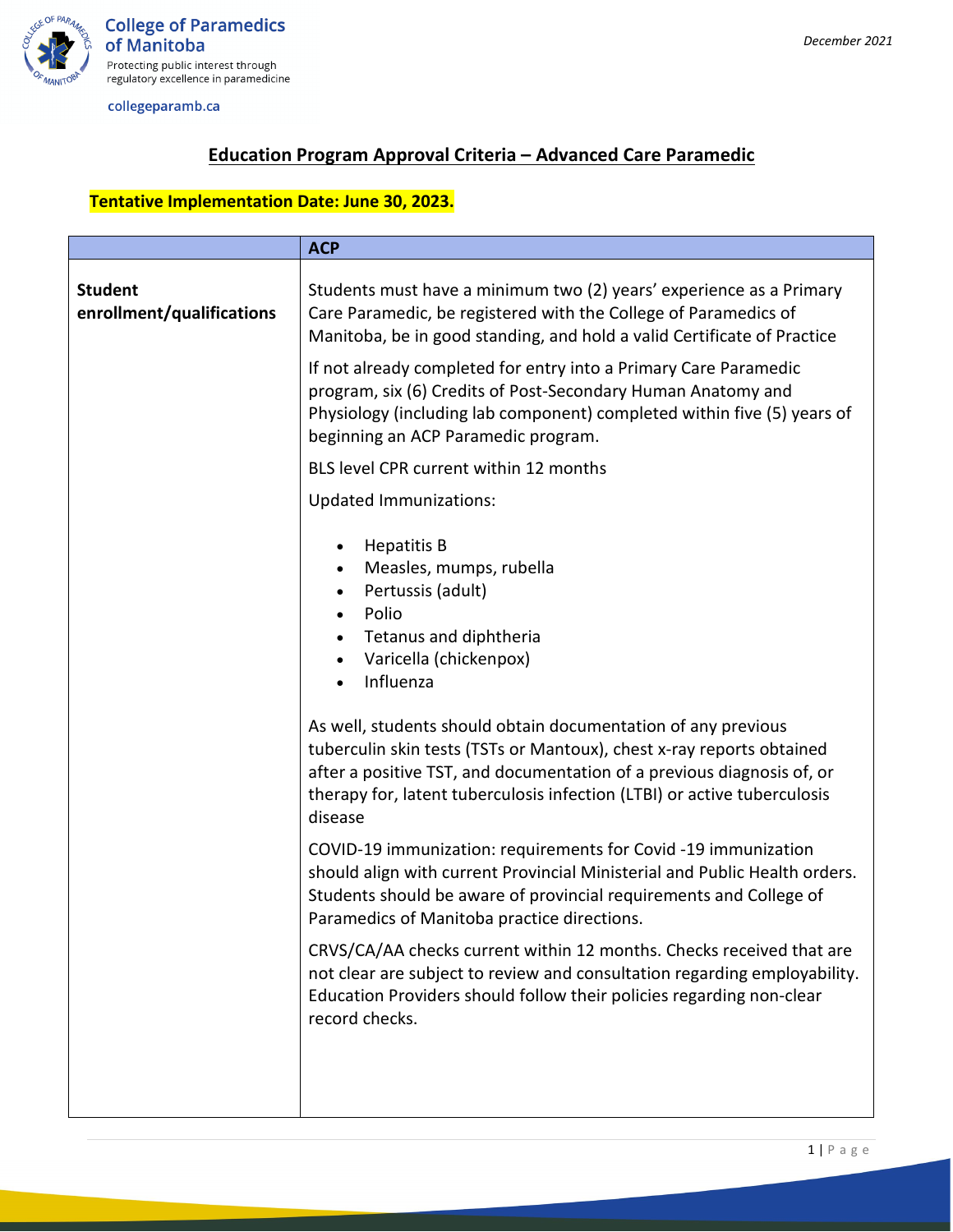College of Paramedics of Manitoba

Protecting public interest through regulatory excellence in paramedicine

collegeparamb.ca

*December 2021*

## Education Program Approval Criteria – Advanced Care Paramedic

**Tentative Implementation Date: June 30, 2023.**

| | ACP |
|---|---|
| **Student enrollment/qualifications** | Students must have a minimum two (2) years' experience as a Primary Care Paramedic, be registered with the College of Paramedics of Manitoba, be in good standing, and hold a valid Certificate of Practice<br><br>If not already completed for entry into a Primary Care Paramedic program, six (6) Credits of Post-Secondary Human Anatomy and Physiology (including lab component) completed within five (5) years of beginning an ACP Paramedic program.<br><br>BLS level CPR current within 12 months<br><br>Updated Immunizations:<br>• Hepatitis B<br>• Measles, mumps, rubella<br>• Pertussis (adult)<br>• Polio<br>• Tetanus and diphtheria<br>• Varicella (chickenpox)<br>• Influenza<br><br>As well, students should obtain documentation of any previous tuberculin skin tests (TSTs or Mantoux), chest x-ray reports obtained after a positive TST, and documentation of a previous diagnosis of, or therapy for, latent tuberculosis infection (LTBI) or active tuberculosis disease<br><br>COVID-19 immunization: requirements for Covid -19 immunization should align with current Provincial Ministerial and Public Health orders. Students should be aware of provincial requirements and College of Paramedics of Manitoba practice directions.<br><br>CRVS/CA/AA checks current within 12 months. Checks received that are not clear are subject to review and consultation regarding employability. Education Providers should follow their policies regarding non-clear record checks. |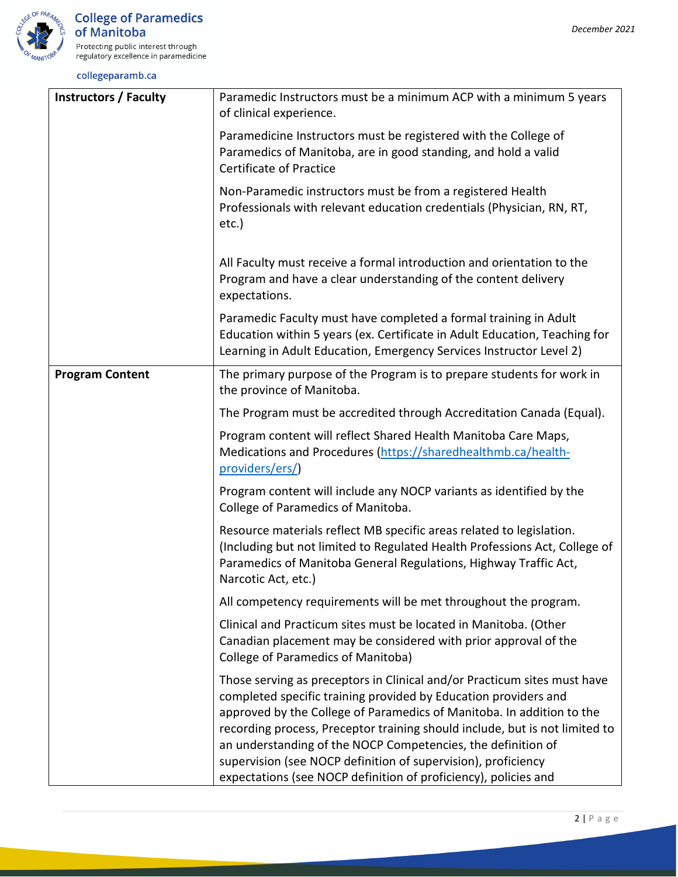| | |
|---|---|
| **Instructors / Faculty** | Paramedic Instructors must be a minimum ACP with a minimum 5 years of clinical experience.<br><br>Paramedicine Instructors must be registered with the College of Paramedics of Manitoba, are in good standing, and hold a valid Certificate of Practice<br><br>Non-Paramedic instructors must be from a registered Health Professionals with relevant education credentials (Physician, RN, RT, etc.)<br><br>All Faculty must receive a formal introduction and orientation to the Program and have a clear understanding of the content delivery expectations.<br><br>Paramedic Faculty must have completed a formal training in Adult Education within 5 years (ex. Certificate in Adult Education, Teaching for Learning in Adult Education, Emergency Services Instructor Level 2) |
| **Program Content** | The primary purpose of the Program is to prepare students for work in the province of Manitoba.<br><br>The Program must be accredited through Accreditation Canada (Equal).<br><br>Program content will reflect Shared Health Manitoba Care Maps, Medications and Procedures (https://sharedhealthmb.ca/health-providers/ers/)<br><br>Program content will include any NOCP variants as identified by the College of Paramedics of Manitoba.<br><br>Resource materials reflect MB specific areas related to legislation. (Including but not limited to Regulated Health Professions Act, College of Paramedics of Manitoba General Regulations, Highway Traffic Act, Narcotic Act, etc.)<br><br>All competency requirements will be met throughout the program.<br><br>Clinical and Practicum sites must be located in Manitoba. (Other Canadian placement may be considered with prior approval of the College of Paramedics of Manitoba)<br><br>Those serving as preceptors in Clinical and/or Practicum sites must have completed specific training provided by Education providers and approved by the College of Paramedics of Manitoba. In addition to the recording process, Preceptor training should include, but is not limited to an understanding of the NOCP Competencies, the definition of supervision (see NOCP definition of supervision), proficiency expectations (see NOCP definition of proficiency), policies and |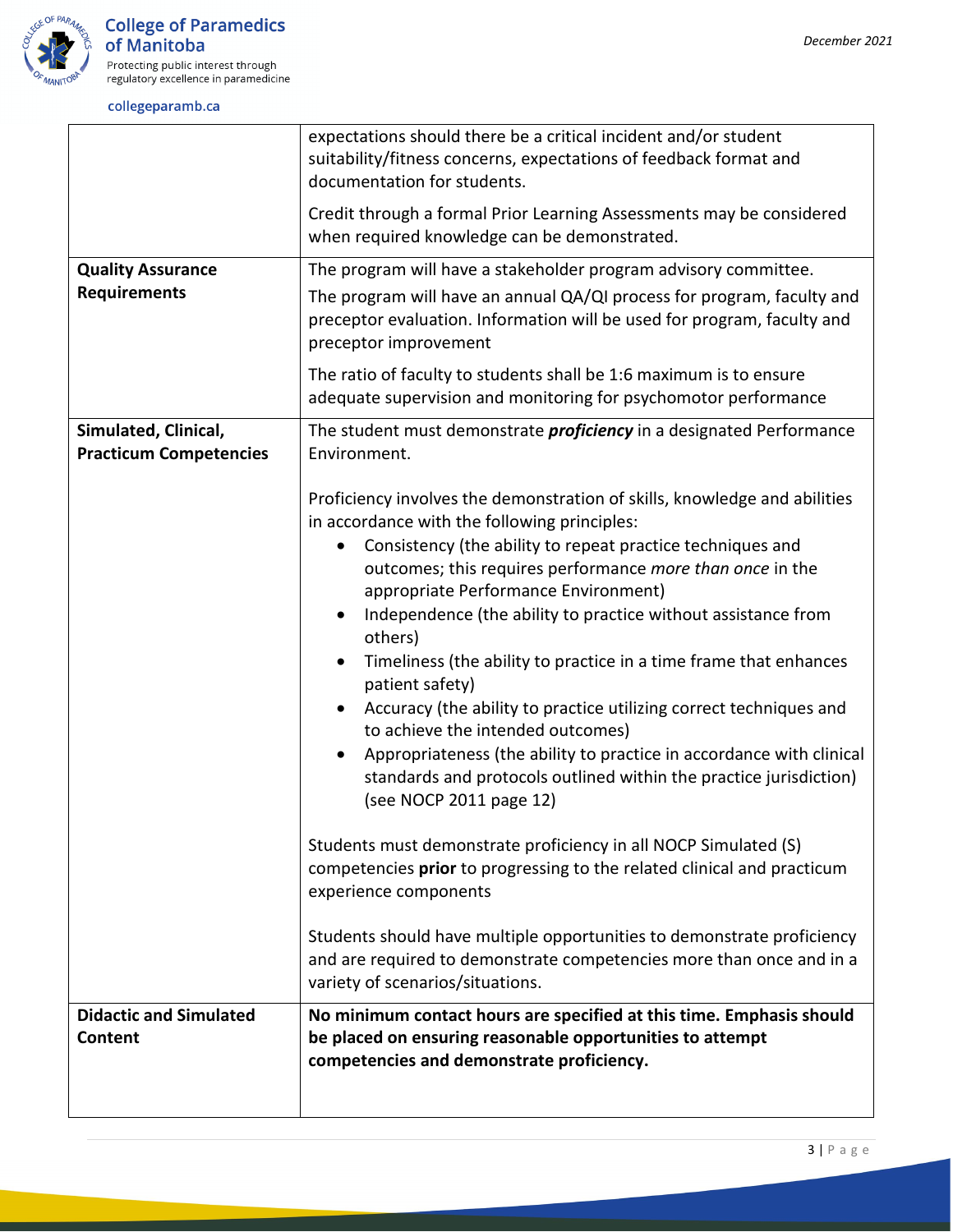| | |
|---|---|
| | expectations should there be a critical incident and/or student suitability/fitness concerns, expectations of feedback format and documentation for students.<br><br>Credit through a formal Prior Learning Assessments may be considered when required knowledge can be demonstrated. |
| **Quality Assurance Requirements** | The program will have a stakeholder program advisory committee.<br><br>The program will have an annual QA/QI process for program, faculty and preceptor evaluation. Information will be used for program, faculty and preceptor improvement<br><br>The ratio of faculty to students shall be 1:6 maximum is to ensure adequate supervision and monitoring for psychomotor performance |
| **Simulated, Clinical, Practicum Competencies** | The student must demonstrate ***proficiency*** in a designated Performance Environment.<br><br>Proficiency involves the demonstration of skills, knowledge and abilities in accordance with the following principles:<br>• Consistency (the ability to repeat practice techniques and outcomes; this requires performance *more than once* in the appropriate Performance Environment)<br>• Independence (the ability to practice without assistance from others)<br>• Timeliness (the ability to practice in a time frame that enhances patient safety)<br>• Accuracy (the ability to practice utilizing correct techniques and to achieve the intended outcomes)<br>• Appropriateness (the ability to practice in accordance with clinical standards and protocols outlined within the practice jurisdiction) (see NOCP 2011 page 12)<br><br>Students must demonstrate proficiency in all NOCP Simulated (S) competencies **prior** to progressing to the related clinical and practicum experience components<br><br>Students should have multiple opportunities to demonstrate proficiency and are required to demonstrate competencies more than once and in a variety of scenarios/situations. |
| **Didactic and Simulated Content** | **No minimum contact hours are specified at this time. Emphasis should be placed on ensuring reasonable opportunities to attempt competencies and demonstrate proficiency.** |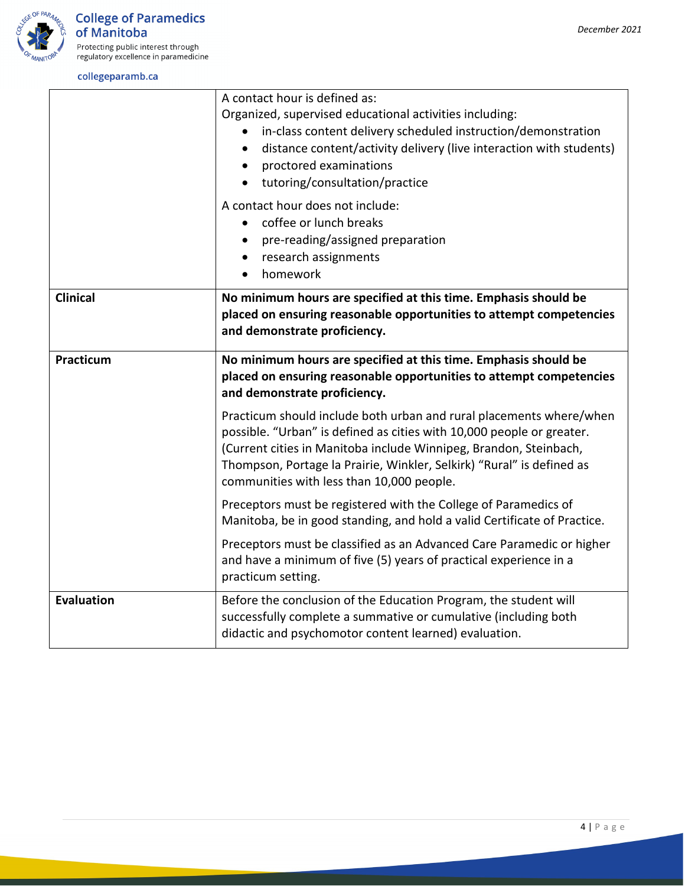| | |
|---|---|
| | A contact hour is defined as:<br>Organized, supervised educational activities including:<br>• in-class content delivery scheduled instruction/demonstration<br>• distance content/activity delivery (live interaction with students)<br>• proctored examinations<br>• tutoring/consultation/practice<br><br>A contact hour does not include:<br>• coffee or lunch breaks<br>• pre-reading/assigned preparation<br>• research assignments<br>• homework |
| **Clinical** | **No minimum hours are specified at this time. Emphasis should be placed on ensuring reasonable opportunities to attempt competencies and demonstrate proficiency.** |
| **Practicum** | **No minimum hours are specified at this time. Emphasis should be placed on ensuring reasonable opportunities to attempt competencies and demonstrate proficiency.**<br><br>Practicum should include both urban and rural placements where/when possible. "Urban" is defined as cities with 10,000 people or greater. (Current cities in Manitoba include Winnipeg, Brandon, Steinbach, Thompson, Portage la Prairie, Winkler, Selkirk) "Rural" is defined as communities with less than 10,000 people.<br><br>Preceptors must be registered with the College of Paramedics of Manitoba, be in good standing, and hold a valid Certificate of Practice.<br><br>Preceptors must be classified as an Advanced Care Paramedic or higher and have a minimum of five (5) years of practical experience in a practicum setting. |
| **Evaluation** | Before the conclusion of the Education Program, the student will successfully complete a summative or cumulative (including both didactic and psychomotor content learned) evaluation. |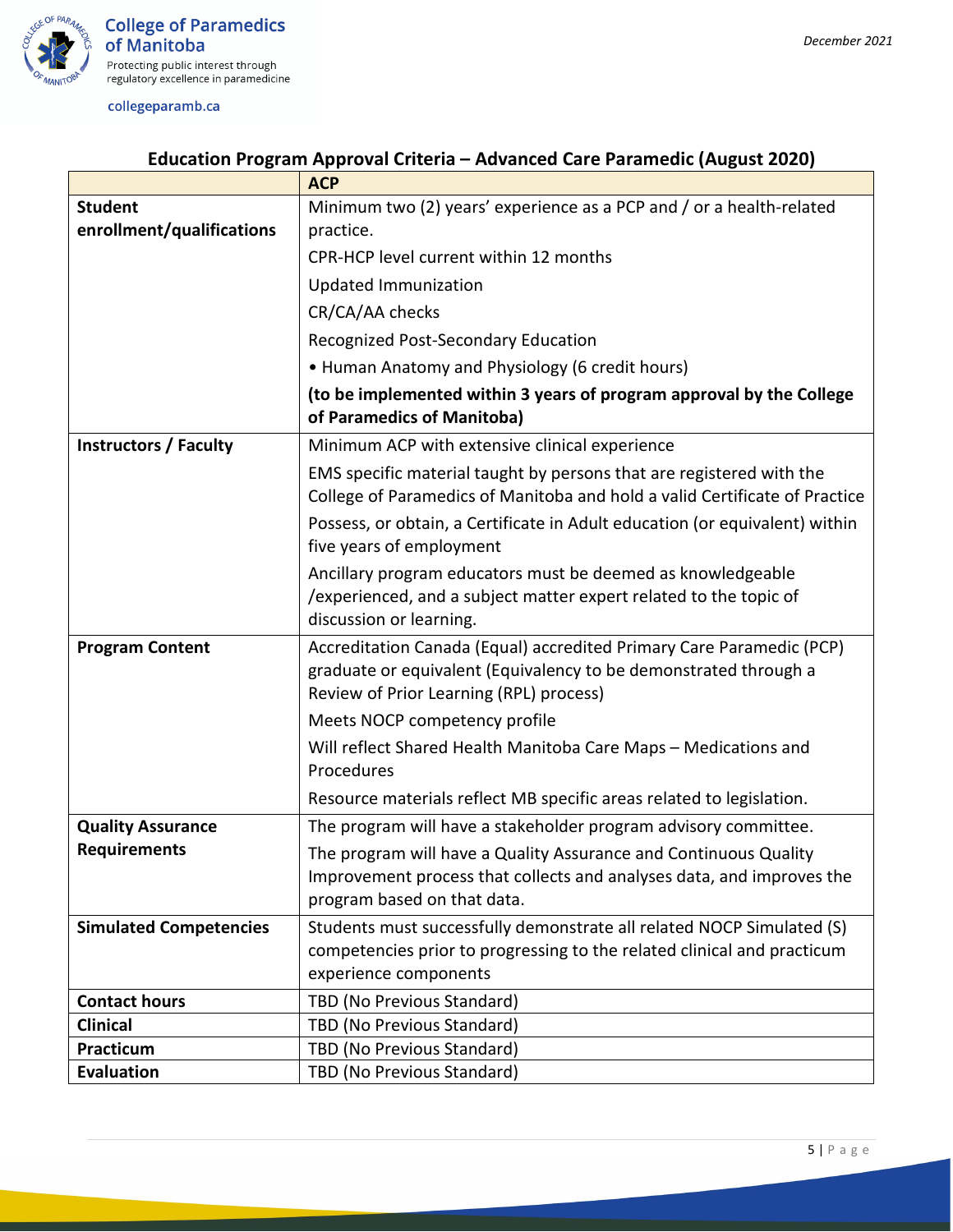## Education Program Approval Criteria – Advanced Care Paramedic (August 2020)

| | ACP |
|---|---|
| **Student enrollment/qualifications** | Minimum two (2) years' experience as a PCP and / or a health-related practice. |
| | CPR-HCP level current within 12 months |
| | Updated Immunization |
| | CR/CA/AA checks |
| | Recognized Post-Secondary Education |
| | • Human Anatomy and Physiology (6 credit hours) |
| | **(to be implemented within 3 years of program approval by the College of Paramedics of Manitoba)** |
| **Instructors / Faculty** | Minimum ACP with extensive clinical experience |
| | EMS specific material taught by persons that are registered with the College of Paramedics of Manitoba and hold a valid Certificate of Practice |
| | Possess, or obtain, a Certificate in Adult education (or equivalent) within five years of employment |
| | Ancillary program educators must be deemed as knowledgeable /experienced, and a subject matter expert related to the topic of discussion or learning. |
| **Program Content** | Accreditation Canada (Equal) accredited Primary Care Paramedic (PCP) graduate or equivalent (Equivalency to be demonstrated through a Review of Prior Learning (RPL) process) |
| | Meets NOCP competency profile |
| | Will reflect Shared Health Manitoba Care Maps – Medications and Procedures |
| | Resource materials reflect MB specific areas related to legislation. |
| **Quality Assurance Requirements** | The program will have a stakeholder program advisory committee. |
| | The program will have a Quality Assurance and Continuous Quality Improvement process that collects and analyses data, and improves the program based on that data. |
| **Simulated Competencies** | Students must successfully demonstrate all related NOCP Simulated (S) competencies prior to progressing to the related clinical and practicum experience components |
| **Contact hours** | TBD (No Previous Standard) |
| **Clinical** | TBD (No Previous Standard) |
| **Practicum** | TBD (No Previous Standard) |
| **Evaluation** | TBD (No Previous Standard) |